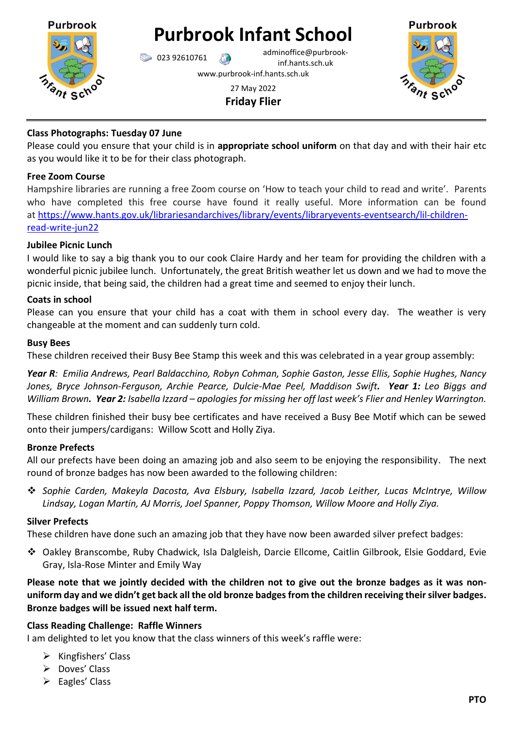# Purbrook Infant School

023 92610761 adminoffice@purbrook-inf.hants.sch.uk

www.purbrook-inf.hants.sch.uk

27 May 2022

**Friday Flier**

---

### Class Photographs: Tuesday 07 June

Please could you ensure that your child is in **appropriate school uniform** on that day and with their hair etc as you would like it to be for their class photograph.

### Free Zoom Course

Hampshire libraries are running a free Zoom course on 'How to teach your child to read and write'. Parents who have completed this free course have found it really useful. More information can be found at https://www.hants.gov.uk/librariesandarchives/library/events/libraryevents-eventsearch/lil-children-read-write-jun22

### Jubilee Picnic Lunch

I would like to say a big thank you to our cook Claire Hardy and her team for providing the children with a wonderful picnic jubilee lunch. Unfortunately, the great British weather let us down and we had to move the picnic inside, that being said, the children had a great time and seemed to enjoy their lunch.

### Coats in school

Please can you ensure that your child has a coat with them in school every day. The weather is very changeable at the moment and can suddenly turn cold.

### Busy Bees

These children received their Busy Bee Stamp this week and this was celebrated in a year group assembly:

***Year R**: Emilia Andrews, Pearl Baldacchino, Robyn Cohman, Sophie Gaston, Jesse Ellis, Sophie Hughes, Nancy Jones, Bryce Johnson-Ferguson, Archie Pearce, Dulcie-Mae Peel, Maddison Swift.* ***Year 1:** Leo Biggs and William Brown.* ***Year 2:** Isabella Izzard – apologies for missing her off last week's Flier and Henley Warrington.*

These children finished their busy bee certificates and have received a Busy Bee Motif which can be sewed onto their jumpers/cardigans: Willow Scott and Holly Ziya.

### Bronze Prefects

All our prefects have been doing an amazing job and also seem to be enjoying the responsibility. The next round of bronze badges has now been awarded to the following children:

- *Sophie Carden, Makeyla Dacosta, Ava Elsbury, Isabella Izzard, Jacob Leither, Lucas McIntrye, Willow Lindsay, Logan Martin, AJ Morris, Joel Spanner, Poppy Thomson, Willow Moore and Holly Ziya.*

### Silver Prefects

These children have done such an amazing job that they have now been awarded silver prefect badges:

- Oakley Branscombe, Ruby Chadwick, Isla Dalgleish, Darcie Ellcome, Caitlin Gilbrook, Elsie Goddard, Evie Gray, Isla-Rose Minter and Emily Way

**Please note that we jointly decided with the children not to give out the bronze badges as it was non-uniform day and we didn't get back all the old bronze badges from the children receiving their silver badges. Bronze badges will be issued next half term.**

### Class Reading Challenge: Raffle Winners

I am delighted to let you know that the class winners of this week's raffle were:

- Kingfishers' Class
- Doves' Class
- Eagles' Class

**PTO**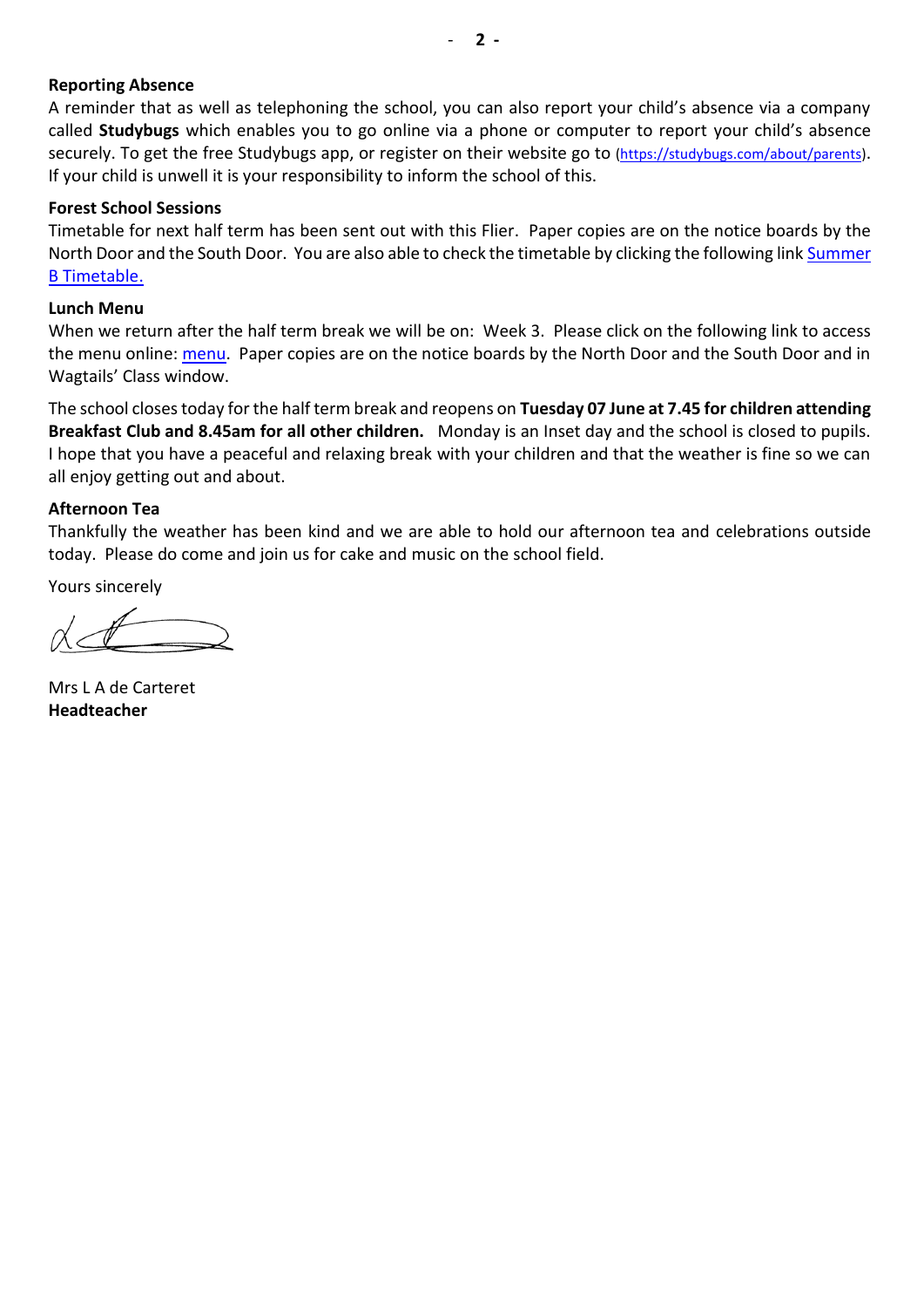**Reporting Absence**

A reminder that as well as telephoning the school, you can also report your child's absence via a company called **Studybugs** which enables you to go online via a phone or computer to report your child's absence securely. To get the free Studybugs app, or register on their website go to (https://studybugs.com/about/parents). If your child is unwell it is your responsibility to inform the school of this.

**Forest School Sessions**

Timetable for next half term has been sent out with this Flier. Paper copies are on the notice boards by the North Door and the South Door. You are also able to check the timetable by clicking the following link Summer B Timetable.

**Lunch Menu**

When we return after the half term break we will be on: Week 3. Please click on the following link to access the menu online: menu. Paper copies are on the notice boards by the North Door and the South Door and in Wagtails' Class window.

The school closes today for the half term break and reopens on **Tuesday 07 June at 7.45 for children attending Breakfast Club and 8.45am for all other children.** Monday is an Inset day and the school is closed to pupils. I hope that you have a peaceful and relaxing break with your children and that the weather is fine so we can all enjoy getting out and about.

**Afternoon Tea**

Thankfully the weather has been kind and we are able to hold our afternoon tea and celebrations outside today. Please do come and join us for cake and music on the school field.

Yours sincerely

Mrs L A de Carteret
**Headteacher**